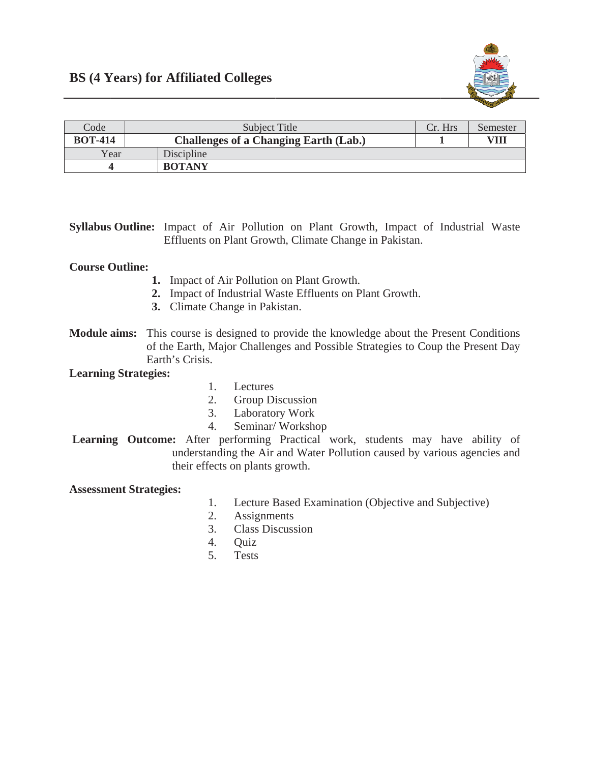# BS (4 Years) for Affiliated Colleges

| Code | Subject Title | Cr. Hrs | Semester |
|---|---|---|---|
| **BOT-414** | **Challenges of a Changing Earth (Lab.)** | **1** | **VIII** |
| Year | Discipline | | |
| **4** | **BOTANY** | | |

**Syllabus Outline:** Impact of Air Pollution on Plant Growth, Impact of Industrial Waste Effluents on Plant Growth, Climate Change in Pakistan.

**Course Outline:**

1. Impact of Air Pollution on Plant Growth.
2. Impact of Industrial Waste Effluents on Plant Growth.
3. Climate Change in Pakistan.

**Module aims:** This course is designed to provide the knowledge about the Present Conditions of the Earth, Major Challenges and Possible Strategies to Coup the Present Day Earth's Crisis.

**Learning Strategies:**

1. Lectures
2. Group Discussion
3. Laboratory Work
4. Seminar/ Workshop

**Learning Outcome:** After performing Practical work, students may have ability of understanding the Air and Water Pollution caused by various agencies and their effects on plants growth.

**Assessment Strategies:**

1. Lecture Based Examination (Objective and Subjective)
2. Assignments
3. Class Discussion
4. Quiz
5. Tests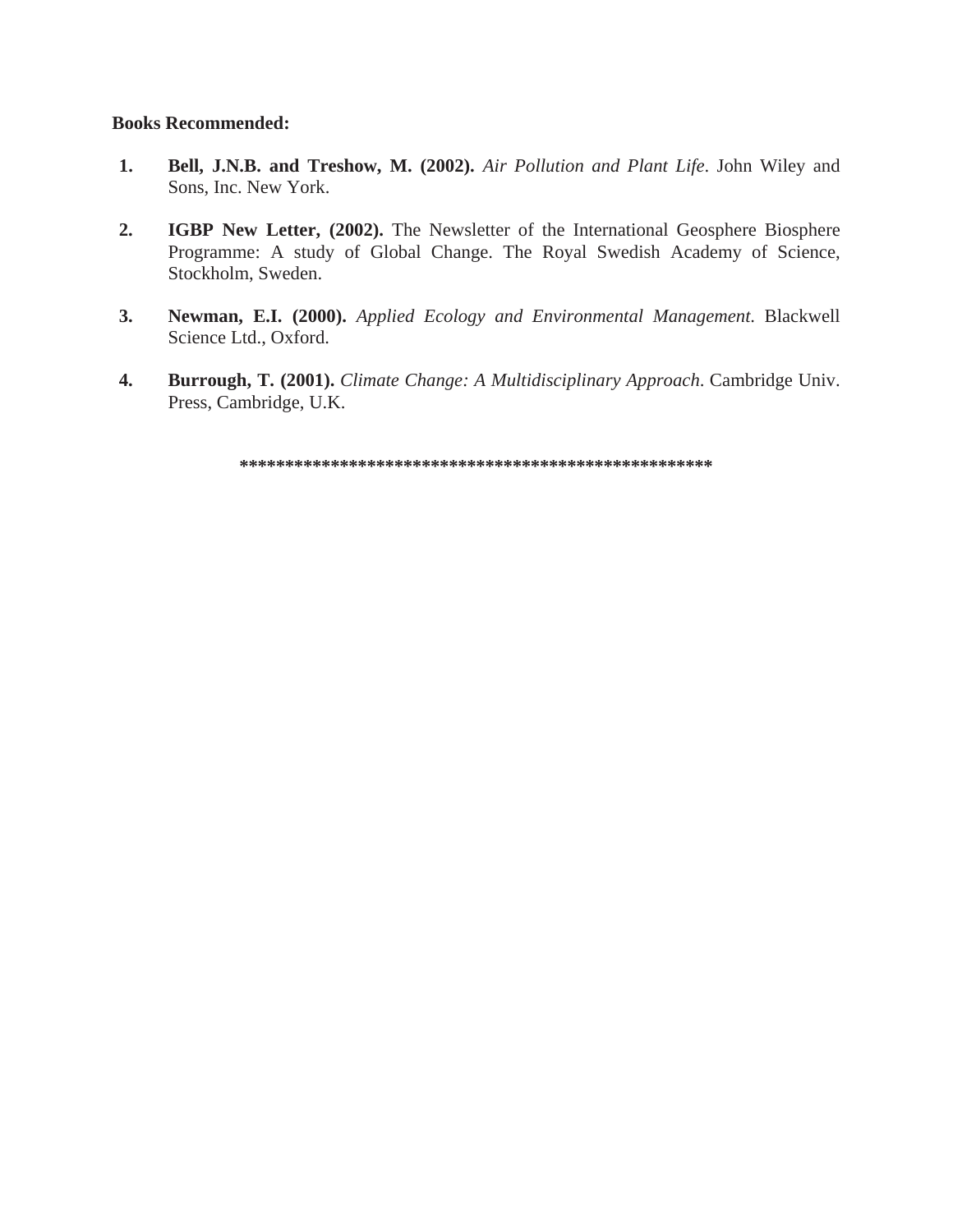**Books Recommended:**

1. **Bell, J.N.B. and Treshow, M. (2002).** *Air Pollution and Plant Life*. John Wiley and Sons, Inc. New York.

2. **IGBP New Letter, (2002).** The Newsletter of the International Geosphere Biosphere Programme: A study of Global Change. The Royal Swedish Academy of Science, Stockholm, Sweden.

3. **Newman, E.I. (2000).** *Applied Ecology and Environmental Management.* Blackwell Science Ltd., Oxford.

4. **Burrough, T. (2001).** *Climate Change: A Multidisciplinary Approach*. Cambridge Univ. Press, Cambridge, U.K.

**************************************************